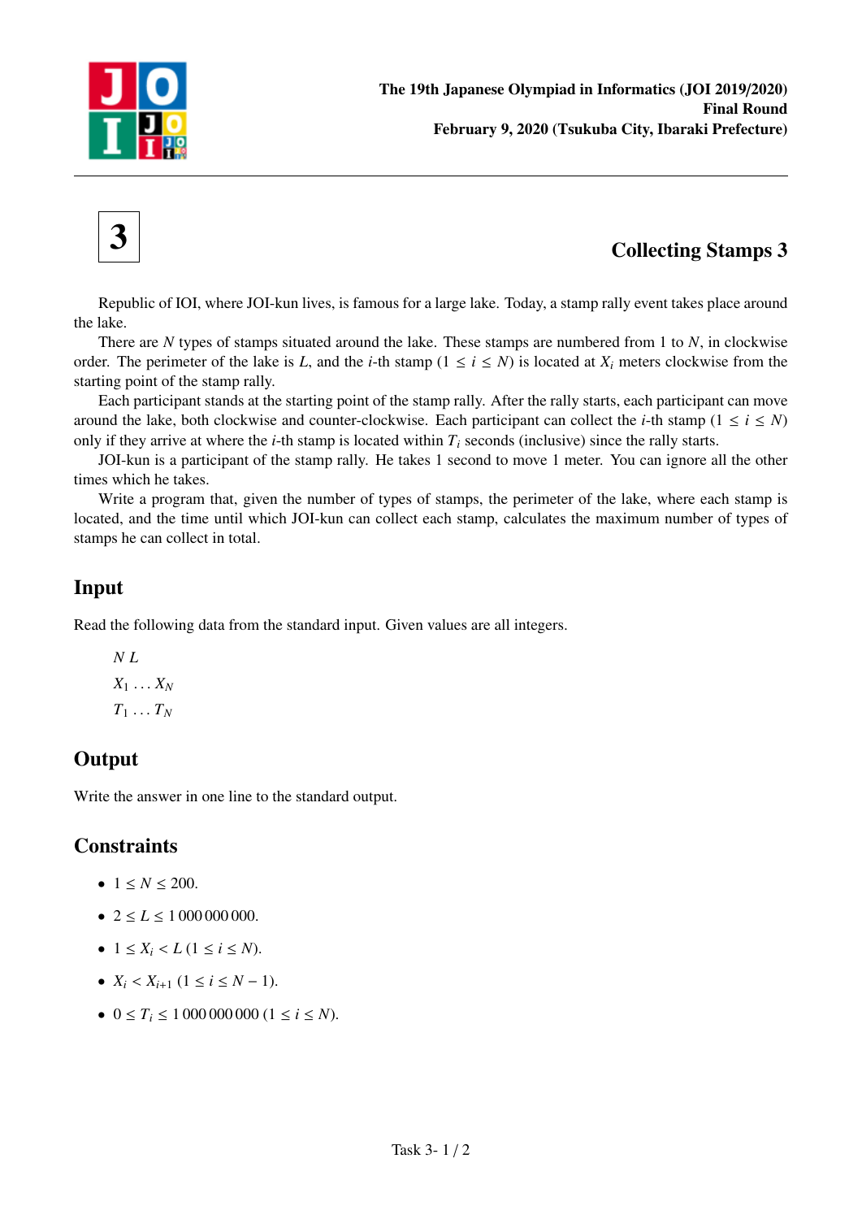**The 19th Japanese Olympiad in Informatics (JOI 2019/2020)**
**Final Round**
**February 9, 2020 (Tsukuba City, Ibaraki Prefecture)**

# 3

## Collecting Stamps 3

Republic of IOI, where JOI-kun lives, is famous for a large lake. Today, a stamp rally event takes place around the lake.

There are $N$ types of stamps situated around the lake. These stamps are numbered from 1 to $N$, in clockwise order. The perimeter of the lake is $L$, and the $i$-th stamp ($1 \leq i \leq N$) is located at $X_i$ meters clockwise from the starting point of the stamp rally.

Each participant stands at the starting point of the stamp rally. After the rally starts, each participant can move around the lake, both clockwise and counter-clockwise. Each participant can collect the $i$-th stamp ($1 \leq i \leq N$) only if they arrive at where the $i$-th stamp is located within $T_i$ seconds (inclusive) since the rally starts.

JOI-kun is a participant of the stamp rally. He takes 1 second to move 1 meter. You can ignore all the other times which he takes.

Write a program that, given the number of types of stamps, the perimeter of the lake, where each stamp is located, and the time until which JOI-kun can collect each stamp, calculates the maximum number of types of stamps he can collect in total.

## Input

Read the following data from the standard input. Given values are all integers.

$N$ $L$
$X_1 \dots X_N$
$T_1 \dots T_N$

## Output

Write the answer in one line to the standard output.

## Constraints

- $1 \leq N \leq 200$.
- $2 \leq L \leq 1\,000\,000\,000$.
- $1 \leq X_i < L$ ($1 \leq i \leq N$).
- $X_i < X_{i+1}$ ($1 \leq i \leq N - 1$).
- $0 \leq T_i \leq 1\,000\,000\,000$ ($1 \leq i \leq N$).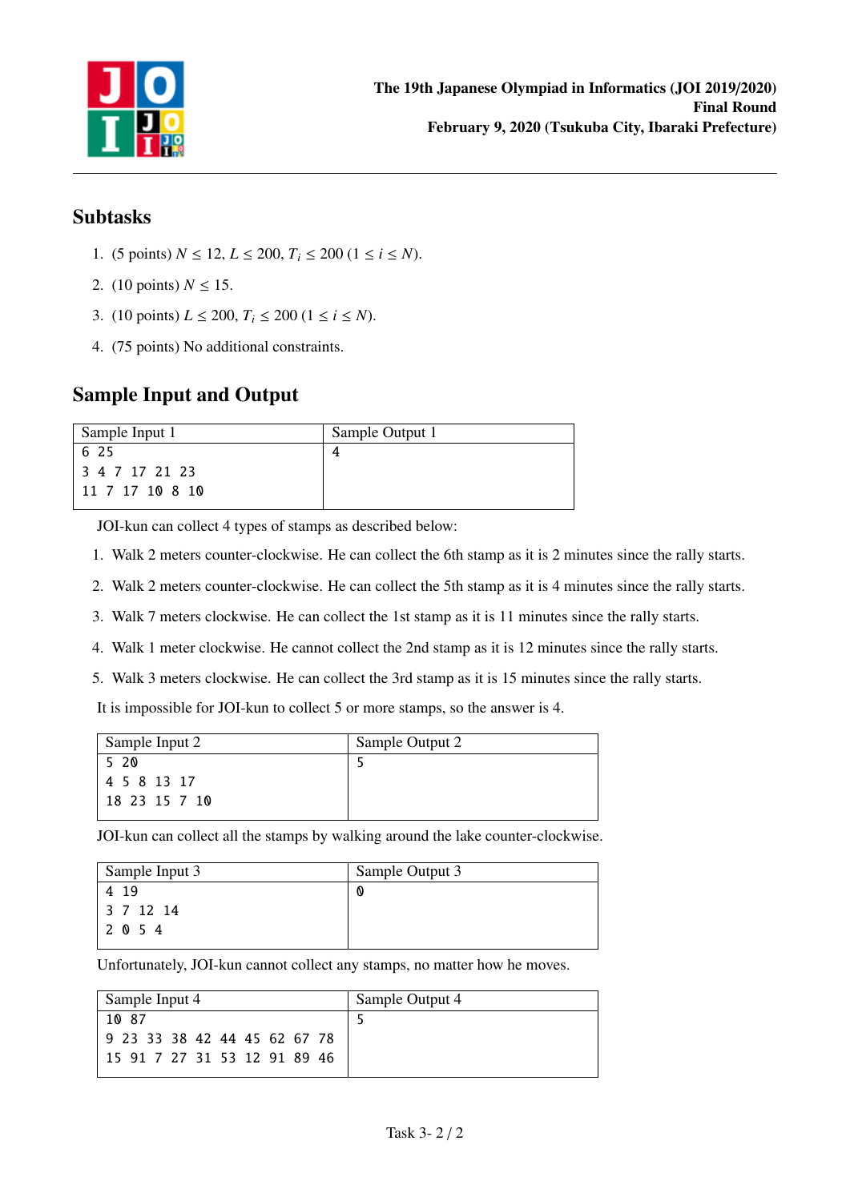## Subtasks

1. (5 points) $N \leq 12$, $L \leq 200$, $T_i \leq 200$ ($1 \leq i \leq N$).
2. (10 points) $N \leq 15$.
3. (10 points) $L \leq 200$, $T_i \leq 200$ ($1 \leq i \leq N$).
4. (75 points) No additional constraints.

## Sample Input and Output

| Sample Input 1 | Sample Output 1 |
|---|---|
| 6 25<br>3 4 7 17 21 23<br>11 7 17 10 8 10 | 4 |

JOI-kun can collect 4 types of stamps as described below:

1. Walk 2 meters counter-clockwise. He can collect the 6th stamp as it is 2 minutes since the rally starts.
2. Walk 2 meters counter-clockwise. He can collect the 5th stamp as it is 4 minutes since the rally starts.
3. Walk 7 meters clockwise. He can collect the 1st stamp as it is 11 minutes since the rally starts.
4. Walk 1 meter clockwise. He cannot collect the 2nd stamp as it is 12 minutes since the rally starts.
5. Walk 3 meters clockwise. He can collect the 3rd stamp as it is 15 minutes since the rally starts.

It is impossible for JOI-kun to collect 5 or more stamps, so the answer is 4.

| Sample Input 2 | Sample Output 2 |
|---|---|
| 5 20<br>4 5 8 13 17<br>18 23 15 7 10 | 5 |

JOI-kun can collect all the stamps by walking around the lake counter-clockwise.

| Sample Input 3 | Sample Output 3 |
|---|---|
| 4 19<br>3 7 12 14<br>2 0 5 4 | 0 |

Unfortunately, JOI-kun cannot collect any stamps, no matter how he moves.

| Sample Input 4 | Sample Output 4 |
|---|---|
| 10 87<br>9 23 33 38 42 44 45 62 67 78<br>15 91 7 27 31 53 12 91 89 46 | 5 |